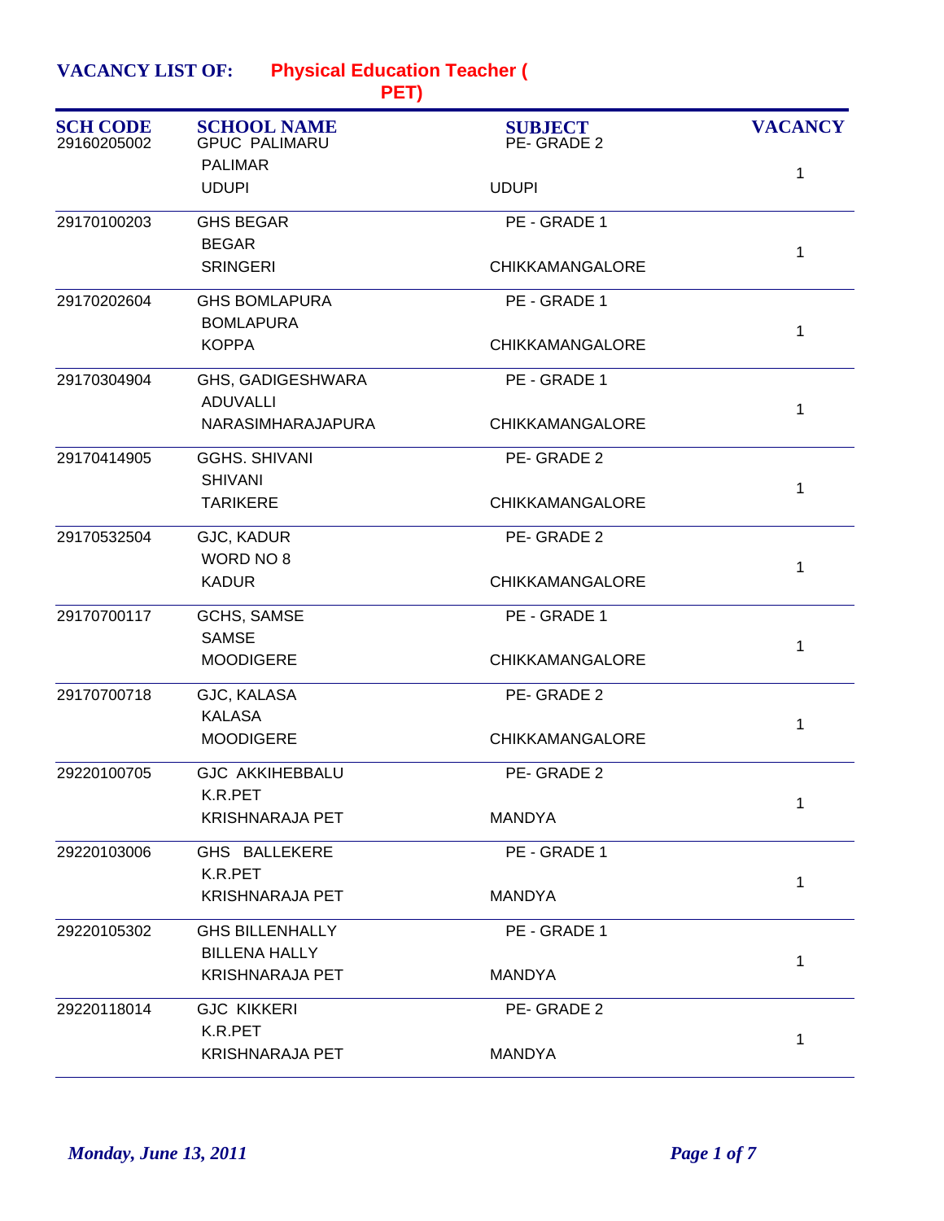**VACANCY LIST OF:** **Physical Education Teacher ( PET)**

| SCH CODE | SCHOOL NAME | SUBJECT | VACANCY |
|---|---|---|---|
| 29160205002 | GPUC PALIMARU<br>PALIMAR<br>UDUPI | PE- GRADE 2<br><br>UDUPI | 1 |
| 29170100203 | GHS BEGAR<br>BEGAR<br>SRINGERI | PE - GRADE 1<br><br>CHIKKAMANGALORE | 1 |
| 29170202604 | GHS BOMLAPURA<br>BOMLAPURA<br>KOPPA | PE - GRADE 1<br><br>CHIKKAMANGALORE | 1 |
| 29170304904 | GHS, GADIGESHWARA<br>ADUVALLI<br>NARASIMHARAJAPURA | PE - GRADE 1<br><br>CHIKKAMANGALORE | 1 |
| 29170414905 | GGHS. SHIVANI<br>SHIVANI<br>TARIKERE | PE- GRADE 2<br><br>CHIKKAMANGALORE | 1 |
| 29170532504 | GJC, KADUR<br>WORD NO 8<br>KADUR | PE- GRADE 2<br><br>CHIKKAMANGALORE | 1 |
| 29170700117 | GCHS, SAMSE<br>SAMSE<br>MOODIGERE | PE - GRADE 1<br><br>CHIKKAMANGALORE | 1 |
| 29170700718 | GJC, KALASA<br>KALASA<br>MOODIGERE | PE- GRADE 2<br><br>CHIKKAMANGALORE | 1 |
| 29220100705 | GJC AKKIHEBBALU<br>K.R.PET<br>KRISHNARAJA PET | PE- GRADE 2<br><br>MANDYA | 1 |
| 29220103006 | GHS BALLEKERE<br>K.R.PET<br>KRISHNARAJA PET | PE - GRADE 1<br><br>MANDYA | 1 |
| 29220105302 | GHS BILLENHALLY<br>BILLENA HALLY<br>KRISHNARAJA PET | PE - GRADE 1<br><br>MANDYA | 1 |
| 29220118014 | GJC KIKKERI<br>K.R.PET<br>KRISHNARAJA PET | PE- GRADE 2<br><br>MANDYA | 1 |

*Monday, June 13, 2011*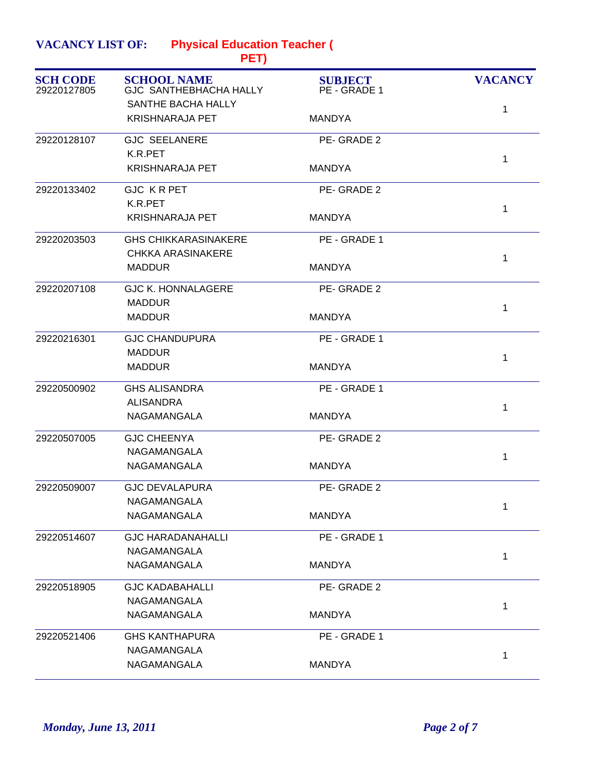**VACANCY LIST OF: Physical Education Teacher ( PET)**

| SCH CODE | SCHOOL NAME | SUBJECT | VACANCY |
|---|---|---|---|
| 29220127805 | GJC SANTHEBHACHA HALLY<br>SANTHE BACHA HALLY<br>KRISHNARAJA PET | PE - GRADE 1<br>MANDYA | 1 |
| 29220128107 | GJC SEELANERE<br>K.R.PET<br>KRISHNARAJA PET | PE- GRADE 2<br>MANDYA | 1 |
| 29220133402 | GJC K R PET<br>K.R.PET<br>KRISHNARAJA PET | PE- GRADE 2<br>MANDYA | 1 |
| 29220203503 | GHS CHIKKARASINAKERE<br>CHKKA ARASINAKERE<br>MADDUR | PE - GRADE 1<br>MANDYA | 1 |
| 29220207108 | GJC K. HONNALAGERE<br>MADDUR<br>MADDUR | PE- GRADE 2<br>MANDYA | 1 |
| 29220216301 | GJC CHANDUPURA<br>MADDUR<br>MADDUR | PE - GRADE 1<br>MANDYA | 1 |
| 29220500902 | GHS ALISANDRA<br>ALISANDRA<br>NAGAMANGALA | PE - GRADE 1<br>MANDYA | 1 |
| 29220507005 | GJC CHEENYA<br>NAGAMANGALA<br>NAGAMANGALA | PE- GRADE 2<br>MANDYA | 1 |
| 29220509007 | GJC DEVALAPURA<br>NAGAMANGALA<br>NAGAMANGALA | PE- GRADE 2<br>MANDYA | 1 |
| 29220514607 | GJC HARADANAHALLI<br>NAGAMANGALA<br>NAGAMANGALA | PE - GRADE 1<br>MANDYA | 1 |
| 29220518905 | GJC KADABAHALLI<br>NAGAMANGALA<br>NAGAMANGALA | PE- GRADE 2<br>MANDYA | 1 |
| 29220521406 | GHS KANTHAPURA<br>NAGAMANGALA<br>NAGAMANGALA | PE - GRADE 1<br>MANDYA | 1 |

*Monday, June 13, 2011*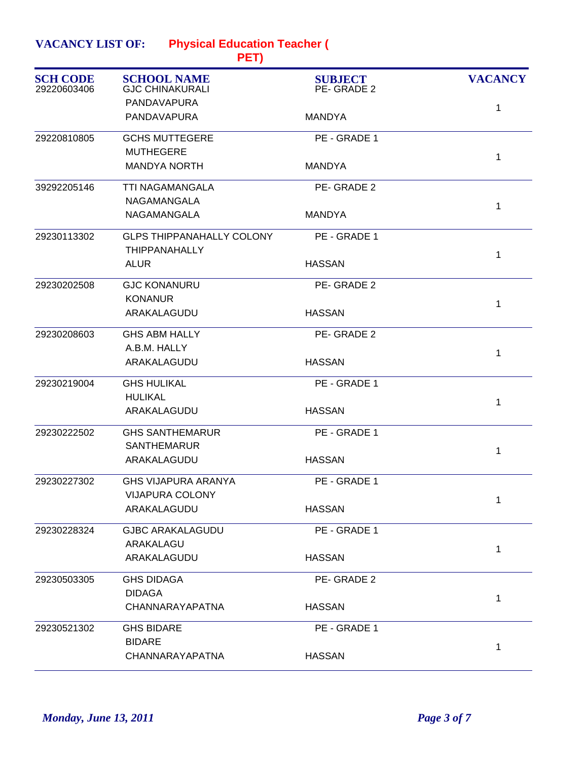**VACANCY LIST OF:** **Physical Education Teacher ( PET)**

| SCH CODE | SCHOOL NAME | SUBJECT | VACANCY |
|---|---|---|---|
| 29220603406 | GJC CHINAKURALI<br>PANDAVAPURA<br>PANDAVAPURA | PE- GRADE 2<br><br>MANDYA | 1 |
| 29220810805 | GCHS MUTTEGERE<br>MUTHEGERE<br>MANDYA NORTH | PE - GRADE 1<br><br>MANDYA | 1 |
| 39292205146 | TTI NAGAMANGALA<br>NAGAMANGALA<br>NAGAMANGALA | PE- GRADE 2<br><br>MANDYA | 1 |
| 29230113302 | GLPS THIPPANAHALLY COLONY<br>THIPPANAHALLY<br>ALUR | PE - GRADE 1<br><br>HASSAN | 1 |
| 29230202508 | GJC KONANURU<br>KONANUR<br>ARAKALAGUDU | PE- GRADE 2<br><br>HASSAN | 1 |
| 29230208603 | GHS ABM HALLY<br>A.B.M. HALLY<br>ARAKALAGUDU | PE- GRADE 2<br><br>HASSAN | 1 |
| 29230219004 | GHS HULIKAL<br>HULIKAL<br>ARAKALAGUDU | PE - GRADE 1<br><br>HASSAN | 1 |
| 29230222502 | GHS SANTHEMARUR<br>SANTHEMARUR<br>ARAKALAGUDU | PE - GRADE 1<br><br>HASSAN | 1 |
| 29230227302 | GHS VIJAPURA ARANYA<br>VIJAPURA COLONY<br>ARAKALAGUDU | PE - GRADE 1<br><br>HASSAN | 1 |
| 29230228324 | GJBC ARAKALAGUDU<br>ARAKALAGU<br>ARAKALAGUDU | PE - GRADE 1<br><br>HASSAN | 1 |
| 29230503305 | GHS DIDAGA<br>DIDAGA<br>CHANNARAYAPATNA | PE- GRADE 2<br><br>HASSAN | 1 |
| 29230521302 | GHS BIDARE<br>BIDARE<br>CHANNARAYAPATNA | PE - GRADE 1<br><br>HASSAN | 1 |

*Monday, June 13, 2011*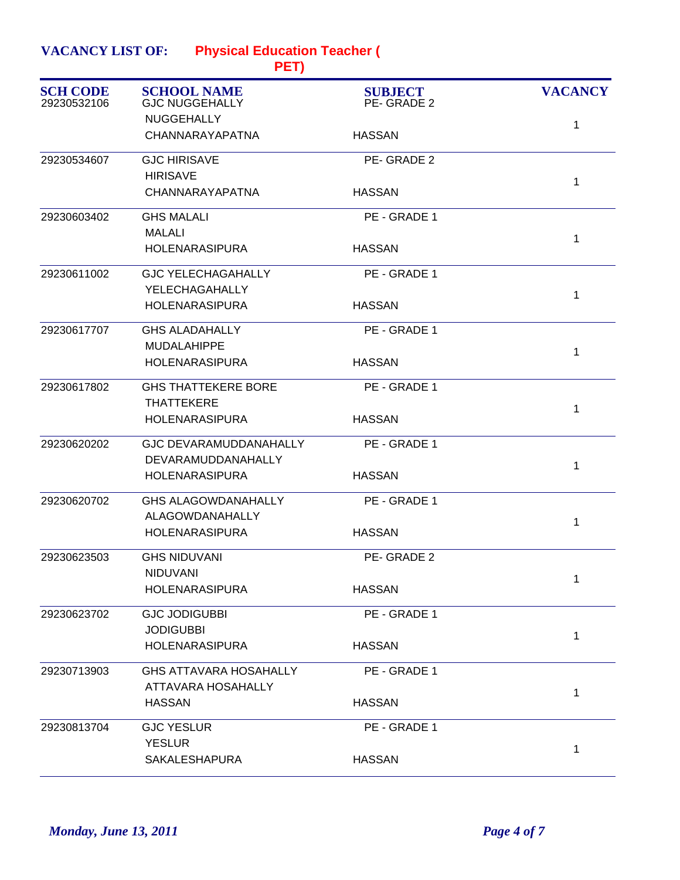**VACANCY LIST OF:** **Physical Education Teacher ( PET)**

| SCH CODE | SCHOOL NAME | SUBJECT | VACANCY |
|---|---|---|---|
| 29230532106 | GJC NUGGEHALLY<br>NUGGEHALLY<br>CHANNARAYAPATNA | PE- GRADE 2<br><br>HASSAN | 1 |
| 29230534607 | GJC HIRISAVE<br>HIRISAVE<br>CHANNARAYAPATNA | PE- GRADE 2<br><br>HASSAN | 1 |
| 29230603402 | GHS MALALI<br>MALALI<br>HOLENARASIPURA | PE - GRADE 1<br><br>HASSAN | 1 |
| 29230611002 | GJC YELECHAGAHALLY<br>YELECHAGAHALLY<br>HOLENARASIPURA | PE - GRADE 1<br><br>HASSAN | 1 |
| 29230617707 | GHS ALADAHALLY<br>MUDALAHIPPE<br>HOLENARASIPURA | PE - GRADE 1<br><br>HASSAN | 1 |
| 29230617802 | GHS THATTEKERE BORE<br>THATTEKERE<br>HOLENARASIPURA | PE - GRADE 1<br><br>HASSAN | 1 |
| 29230620202 | GJC DEVARAMUDDANAHALLY<br>DEVARAMUDDANAHALLY<br>HOLENARASIPURA | PE - GRADE 1<br><br>HASSAN | 1 |
| 29230620702 | GHS ALAGOWDANAHALLY<br>ALAGOWDANAHALLY<br>HOLENARASIPURA | PE - GRADE 1<br><br>HASSAN | 1 |
| 29230623503 | GHS NIDUVANI<br>NIDUVANI<br>HOLENARASIPURA | PE- GRADE 2<br><br>HASSAN | 1 |
| 29230623702 | GJC JODIGUBBI<br>JODIGUBBI<br>HOLENARASIPURA | PE - GRADE 1<br><br>HASSAN | 1 |
| 29230713903 | GHS ATTAVARA HOSAHALLY<br>ATTAVARA HOSAHALLY<br>HASSAN | PE - GRADE 1<br><br>HASSAN | 1 |
| 29230813704 | GJC YESLUR<br>YESLUR<br>SAKALESHAPURA | PE - GRADE 1<br><br>HASSAN | 1 |

*Monday, June 13, 2011*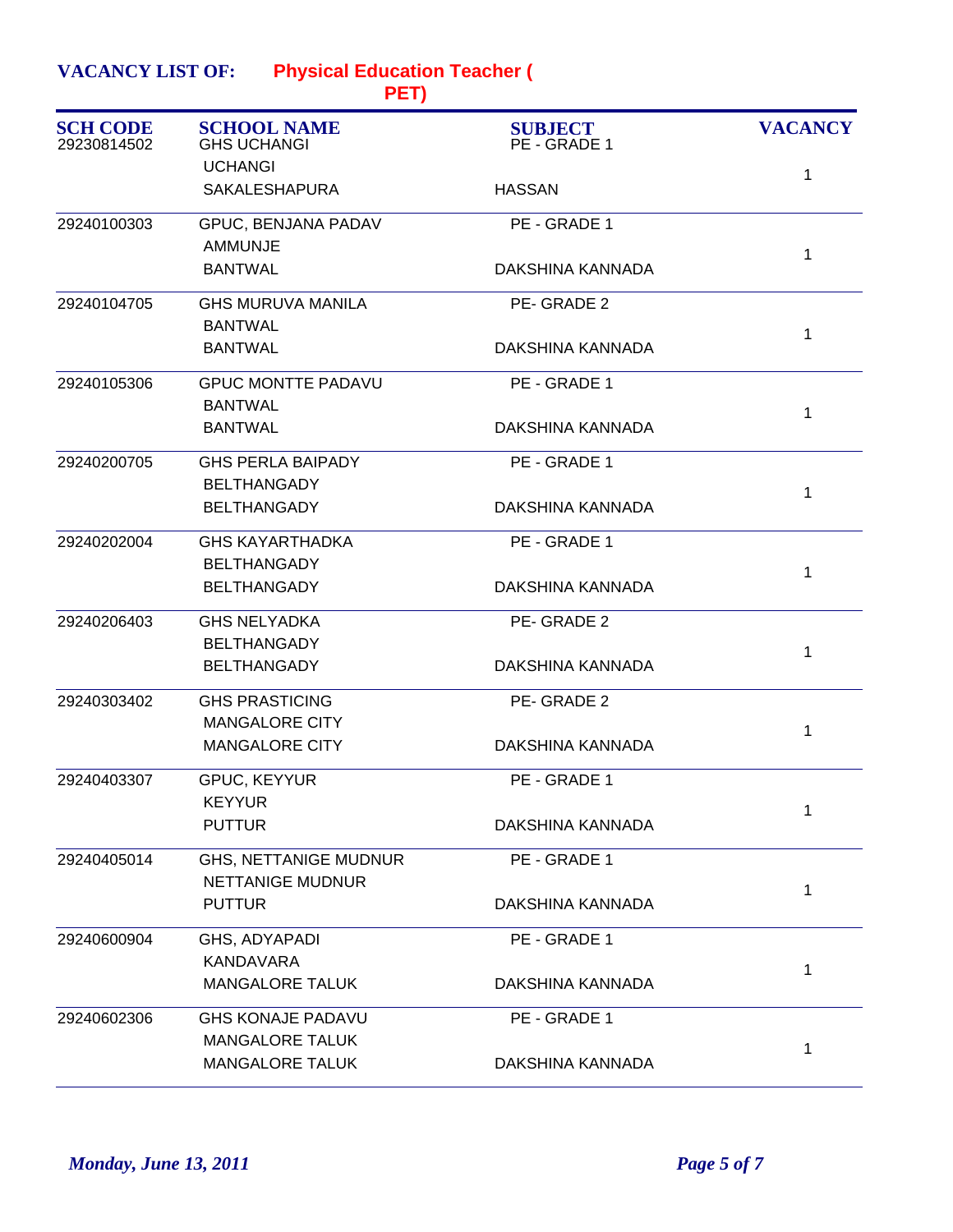**VACANCY LIST OF:** **Physical Education Teacher ( PET)**

| SCH CODE | SCHOOL NAME | SUBJECT | VACANCY |
|---|---|---|---|
| 29230814502 | GHS UCHANGI<br>UCHANGI<br>SAKALESHAPURA | PE - GRADE 1<br>HASSAN | 1 |
| 29240100303 | GPUC, BENJANA PADAV<br>AMMUNJE<br>BANTWAL | PE - GRADE 1<br>DAKSHINA KANNADA | 1 |
| 29240104705 | GHS MURUVA MANILA<br>BANTWAL<br>BANTWAL | PE- GRADE 2<br>DAKSHINA KANNADA | 1 |
| 29240105306 | GPUC MONTTE PADAVU<br>BANTWAL<br>BANTWAL | PE - GRADE 1<br>DAKSHINA KANNADA | 1 |
| 29240200705 | GHS PERLA BAIPADY<br>BELTHANGADY<br>BELTHANGADY | PE - GRADE 1<br>DAKSHINA KANNADA | 1 |
| 29240202004 | GHS KAYARTHADKA<br>BELTHANGADY<br>BELTHANGADY | PE - GRADE 1<br>DAKSHINA KANNADA | 1 |
| 29240206403 | GHS NELYADKA<br>BELTHANGADY<br>BELTHANGADY | PE- GRADE 2<br>DAKSHINA KANNADA | 1 |
| 29240303402 | GHS PRASTICING<br>MANGALORE CITY<br>MANGALORE CITY | PE- GRADE 2<br>DAKSHINA KANNADA | 1 |
| 29240403307 | GPUC, KEYYUR<br>KEYYUR<br>PUTTUR | PE - GRADE 1<br>DAKSHINA KANNADA | 1 |
| 29240405014 | GHS, NETTANIGE MUDNUR<br>NETTANIGE MUDNUR<br>PUTTUR | PE - GRADE 1<br>DAKSHINA KANNADA | 1 |
| 29240600904 | GHS, ADYAPADI<br>KANDAVARA<br>MANGALORE TALUK | PE - GRADE 1<br>DAKSHINA KANNADA | 1 |
| 29240602306 | GHS KONAJE PADAVU<br>MANGALORE TALUK<br>MANGALORE TALUK | PE - GRADE 1<br>DAKSHINA KANNADA | 1 |

*Monday, June 13, 2011*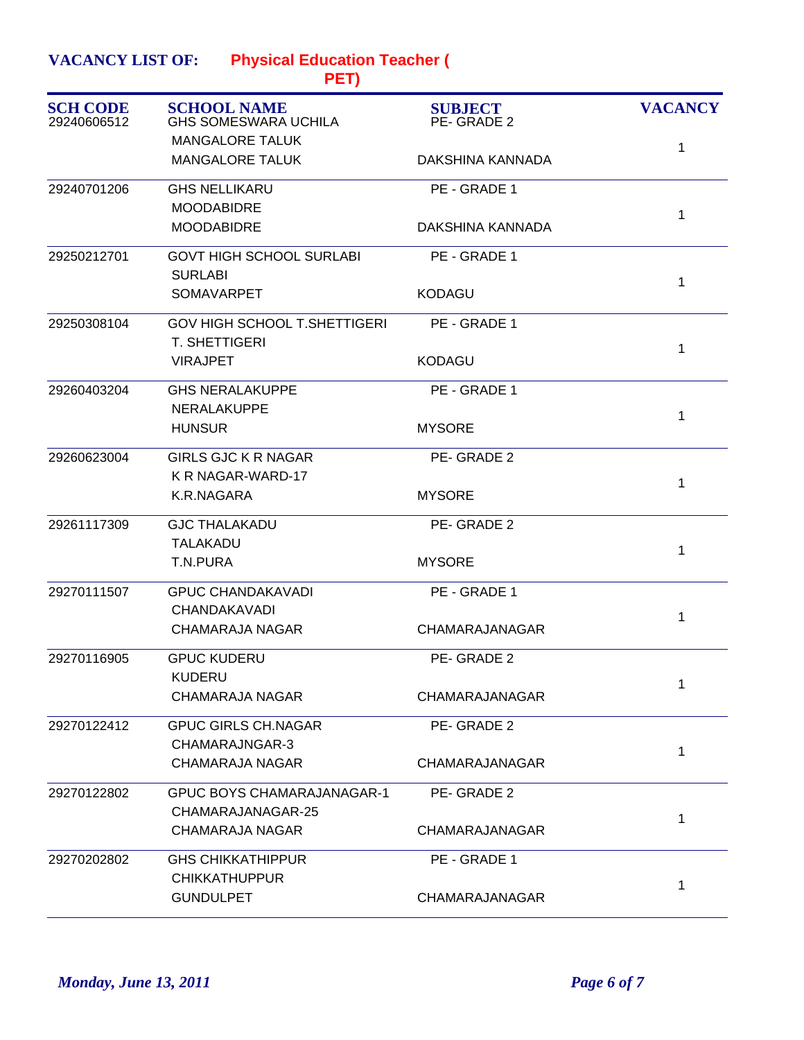**VACANCY LIST OF:** **Physical Education Teacher ( PET)**

| SCH CODE | SCHOOL NAME | SUBJECT | VACANCY |
|---|---|---|---|
| 29240606512 | GHS SOMESWARA UCHILA<br>MANGALORE TALUK<br>MANGALORE TALUK | PE- GRADE 2<br>DAKSHINA KANNADA | 1 |
| 29240701206 | GHS NELLIKARU<br>MOODABIDRE<br>MOODABIDRE | PE - GRADE 1<br>DAKSHINA KANNADA | 1 |
| 29250212701 | GOVT HIGH SCHOOL SURLABI<br>SURLABI<br>SOMAVARPET | PE - GRADE 1<br>KODAGU | 1 |
| 29250308104 | GOV HIGH SCHOOL T.SHETTIGERI<br>T. SHETTIGERI<br>VIRAJPET | PE - GRADE 1<br>KODAGU | 1 |
| 29260403204 | GHS NERALAKUPPE<br>NERALAKUPPE<br>HUNSUR | PE - GRADE 1<br>MYSORE | 1 |
| 29260623004 | GIRLS GJC K R NAGAR<br>K R NAGAR-WARD-17<br>K.R.NAGARA | PE- GRADE 2<br>MYSORE | 1 |
| 29261117309 | GJC THALAKADU<br>TALAKADU<br>T.N.PURA | PE- GRADE 2<br>MYSORE | 1 |
| 29270111507 | GPUC CHANDAKAVADI<br>CHANDAKAVADI<br>CHAMARAJA NAGAR | PE - GRADE 1<br>CHAMARAJANAGAR | 1 |
| 29270116905 | GPUC KUDERU<br>KUDERU<br>CHAMARAJA NAGAR | PE- GRADE 2<br>CHAMARAJANAGAR | 1 |
| 29270122412 | GPUC GIRLS CH.NAGAR<br>CHAMARAJNGAR-3<br>CHAMARAJA NAGAR | PE- GRADE 2<br>CHAMARAJANAGAR | 1 |
| 29270122802 | GPUC BOYS CHAMARAJANAGAR-1<br>CHAMARAJANAGAR-25<br>CHAMARAJA NAGAR | PE- GRADE 2<br>CHAMARAJANAGAR | 1 |
| 29270202802 | GHS CHIKKATHIPPUR<br>CHIKKATHUPPUR<br>GUNDULPET | PE - GRADE 1<br>CHAMARAJANAGAR | 1 |

*Monday, June 13, 2011*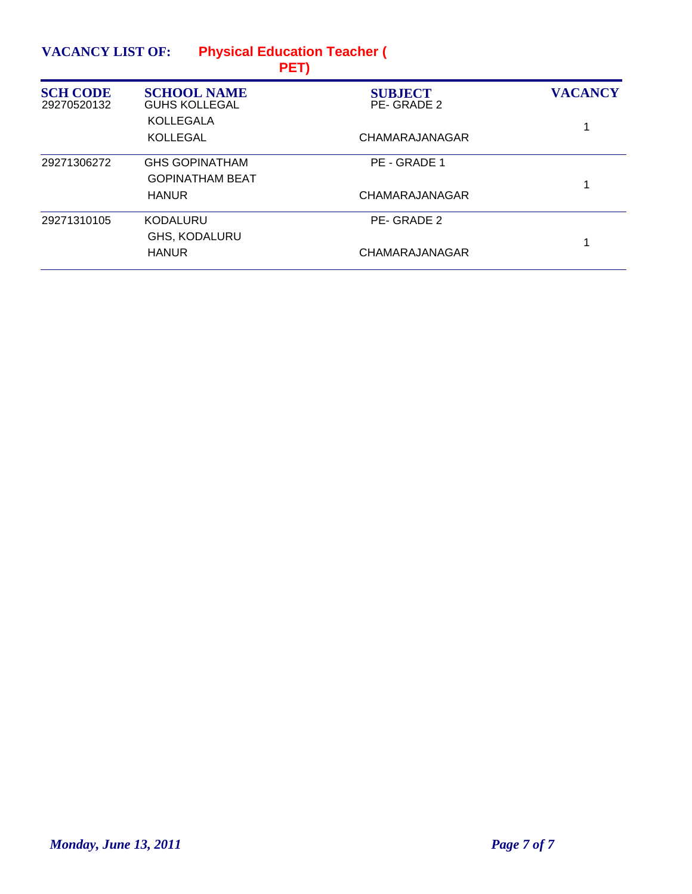**VACANCY LIST OF:** **Physical Education Teacher ( PET)**

| SCH CODE | SCHOOL NAME | SUBJECT | VACANCY |
|---|---|---|---|
| 29270520132 | GUHS KOLLEGAL<br>KOLLEGALA<br>KOLLEGAL | PE- GRADE 2<br><br>CHAMARAJANAGAR | 1 |
| 29271306272 | GHS GOPINATHAM<br>GOPINATHAM BEAT<br>HANUR | PE - GRADE 1<br><br>CHAMARAJANAGAR | 1 |
| 29271310105 | KODALURU<br>GHS, KODALURU<br>HANUR | PE- GRADE 2<br><br>CHAMARAJANAGAR | 1 |

*Monday, June 13, 2011*